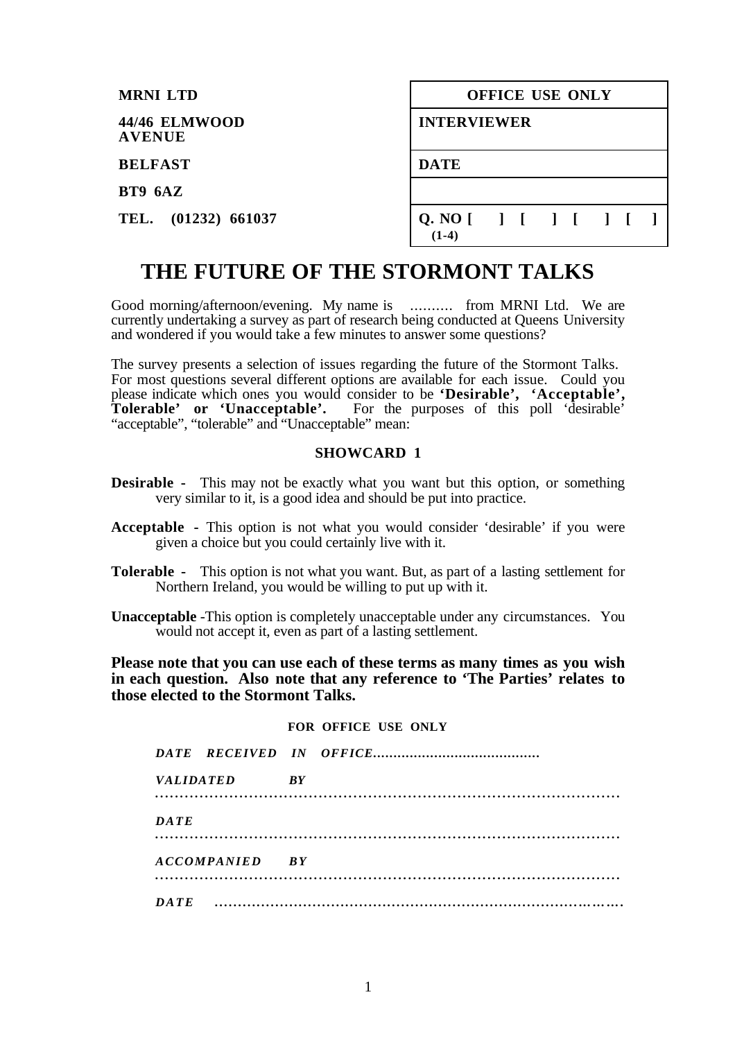**MRNI LTD**

**44/46 ELMWOOD AVENUE**

**BELFAST**

**BT9 6AZ**

**TEL. (01232) 661037**

| **OFFICE USE ONLY** |
|---|
| **INTERVIEWER** |
| **DATE** |
| |
| **Q. NO [ ] [ ] [ ] [ ]** **(1-4)** |

# THE FUTURE OF THE STORMONT TALKS

Good morning/afternoon/evening. My name is .......... from MRNI Ltd. We are currently undertaking a survey as part of research being conducted at Queens University and wondered if you would take a few minutes to answer some questions?

The survey presents a selection of issues regarding the future of the Stormont Talks. For most questions several different options are available for each issue. Could you please indicate which ones you would consider to be **'Desirable', 'Acceptable', Tolerable' or 'Unacceptable'.** For the purposes of this poll 'desirable' "acceptable", "tolerable" and "Unacceptable" mean:

### SHOWCARD 1

**Desirable -** This may not be exactly what you want but this option, or something very similar to it, is a good idea and should be put into practice.

**Acceptable -** This option is not what you would consider 'desirable' if you were given a choice but you could certainly live with it.

**Tolerable -** This option is not what you want. But, as part of a lasting settlement for Northern Ireland, you would be willing to put up with it.

**Unacceptable** -This option is completely unacceptable under any circumstances. You would not accept it, even as part of a lasting settlement.

**Please note that you can use each of these terms as many times as you wish in each question. Also note that any reference to 'The Parties' relates to those elected to the Stormont Talks.**

**FOR OFFICE USE ONLY**

*DATE RECEIVED IN OFFICE.........................................*

*VALIDATED BY* ..................................................................................................

*DATE* ..................................................................................................

*ACCOMPANIED BY* ..................................................................................................

*DATE* ..................................................................................................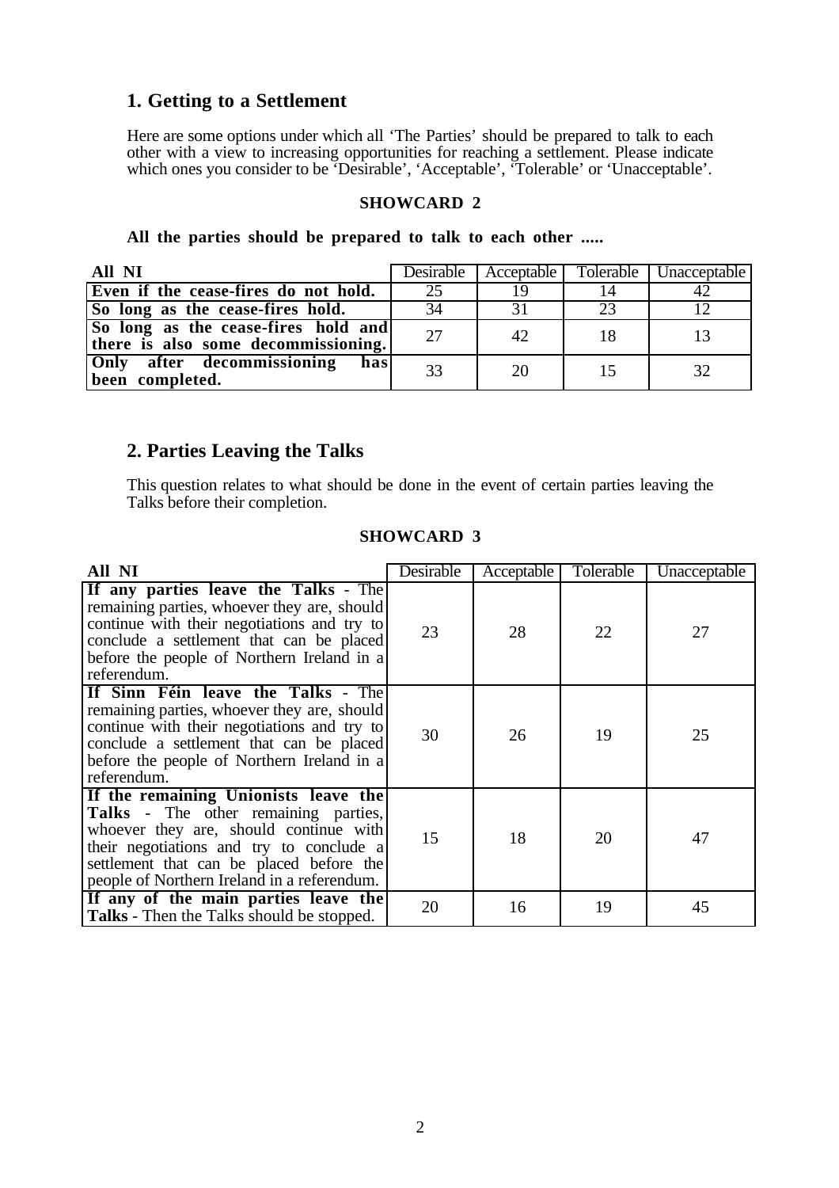## 1. Getting to a Settlement

Here are some options under which all 'The Parties' should be prepared to talk to each other with a view to increasing opportunities for reaching a settlement. Please indicate which ones you consider to be 'Desirable', 'Acceptable', 'Tolerable' or 'Unacceptable'.

**SHOWCARD 2**

**All the parties should be prepared to talk to each other .....**

| All NI | Desirable | Acceptable | Tolerable | Unacceptable |
|---|---|---|---|---|
| **Even if the cease-fires do not hold.** | 25 | 19 | 14 | 42 |
| **So long as the cease-fires hold.** | 34 | 31 | 23 | 12 |
| **So long as the cease-fires hold and there is also some decommissioning.** | 27 | 42 | 18 | 13 |
| **Only after decommissioning has been completed.** | 33 | 20 | 15 | 32 |

## 2. Parties Leaving the Talks

This question relates to what should be done in the event of certain parties leaving the Talks before their completion.

**SHOWCARD 3**

| All NI | Desirable | Acceptable | Tolerable | Unacceptable |
|---|---|---|---|---|
| **If any parties leave the Talks** - The remaining parties, whoever they are, should continue with their negotiations and try to conclude a settlement that can be placed before the people of Northern Ireland in a referendum. | 23 | 28 | 22 | 27 |
| **If Sinn Féin leave the Talks** - The remaining parties, whoever they are, should continue with their negotiations and try to conclude a settlement that can be placed before the people of Northern Ireland in a referendum. | 30 | 26 | 19 | 25 |
| **If the remaining Unionists leave the Talks** - The other remaining parties, whoever they are, should continue with their negotiations and try to conclude a settlement that can be placed before the people of Northern Ireland in a referendum. | 15 | 18 | 20 | 47 |
| **If any of the main parties leave the Talks** - Then the Talks should be stopped. | 20 | 16 | 19 | 45 |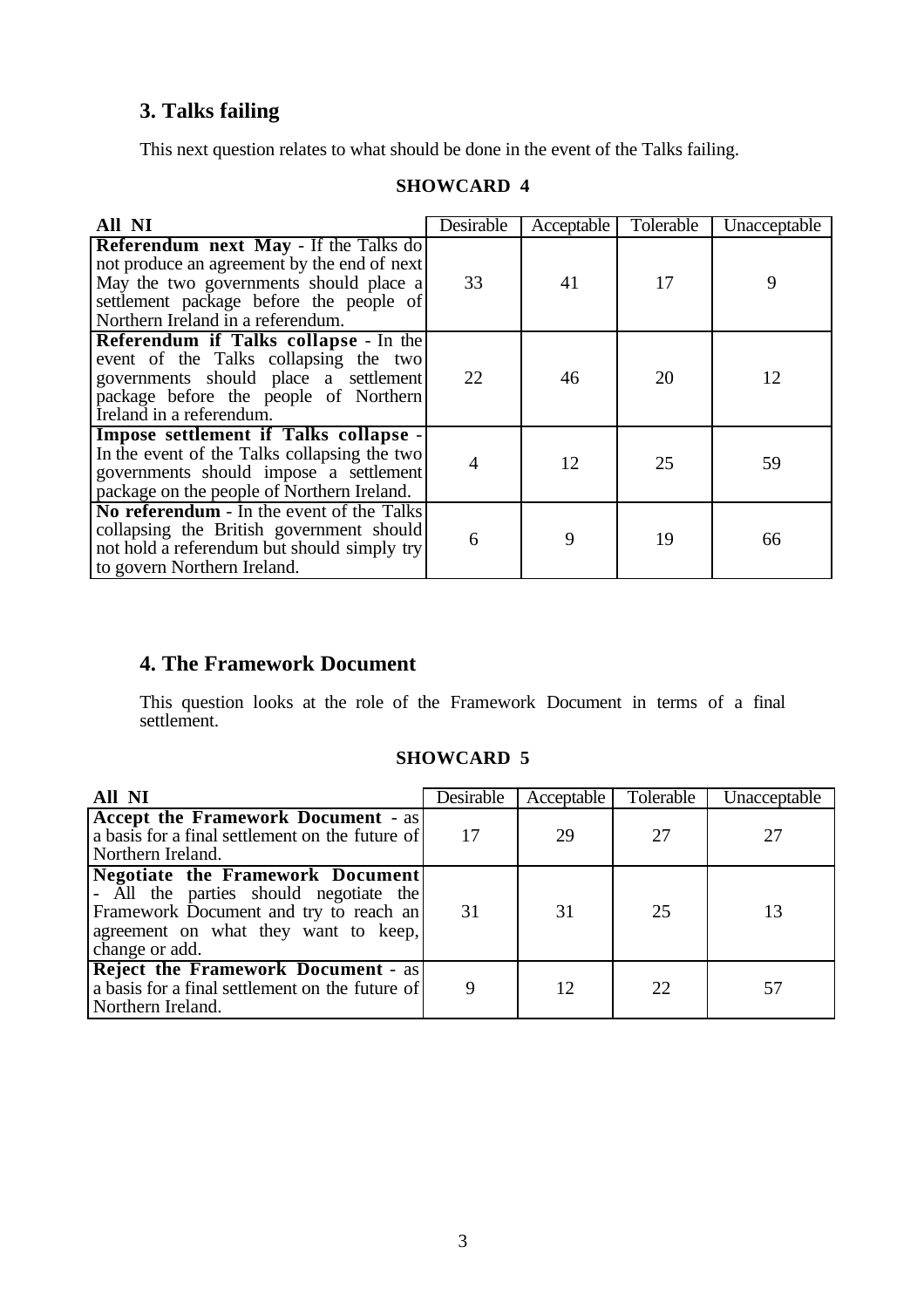## 3. Talks failing

This next question relates to what should be done in the event of the Talks failing.

**SHOWCARD 4**

| All NI | Desirable | Acceptable | Tolerable | Unacceptable |
|---|---|---|---|---|
| **Referendum next May** - If the Talks do not produce an agreement by the end of next May the two governments should place a settlement package before the people of Northern Ireland in a referendum. | 33 | 41 | 17 | 9 |
| **Referendum if Talks collapse** - In the event of the Talks collapsing the two governments should place a settlement package before the people of Northern Ireland in a referendum. | 22 | 46 | 20 | 12 |
| **Impose settlement if Talks collapse** - In the event of the Talks collapsing the two governments should impose a settlement package on the people of Northern Ireland. | 4 | 12 | 25 | 59 |
| **No referendum** - In the event of the Talks collapsing the British government should not hold a referendum but should simply try to govern Northern Ireland. | 6 | 9 | 19 | 66 |

## 4. The Framework Document

This question looks at the role of the Framework Document in terms of a final settlement.

**SHOWCARD 5**

| All NI | Desirable | Acceptable | Tolerable | Unacceptable |
|---|---|---|---|---|
| **Accept the Framework Document** - as a basis for a final settlement on the future of Northern Ireland. | 17 | 29 | 27 | 27 |
| **Negotiate the Framework Document** - All the parties should negotiate the Framework Document and try to reach an agreement on what they want to keep, change or add. | 31 | 31 | 25 | 13 |
| **Reject the Framework Document** - as a basis for a final settlement on the future of Northern Ireland. | 9 | 12 | 22 | 57 |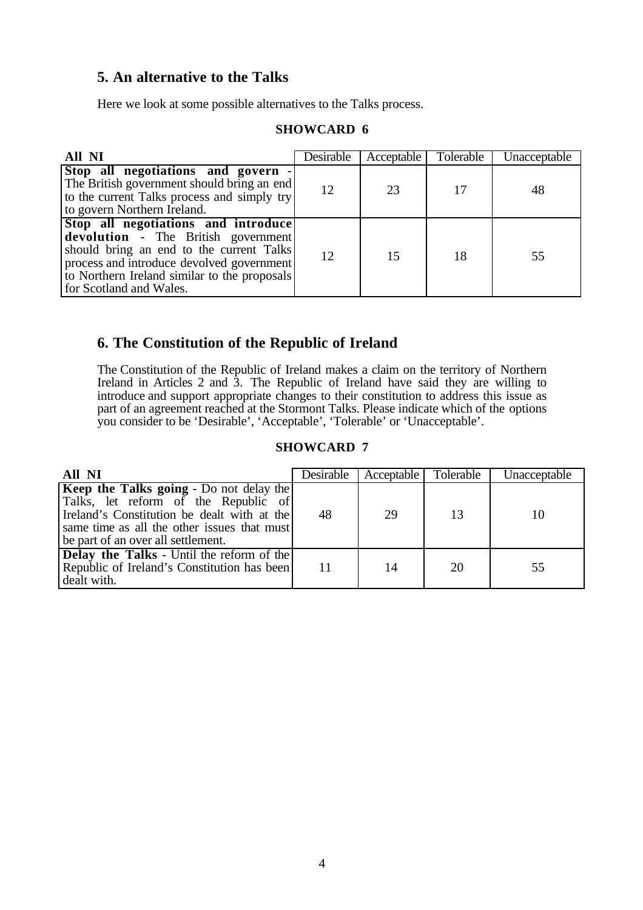## 5. An alternative to the Talks

Here we look at some possible alternatives to the Talks process.

**SHOWCARD 6**

| **All NI** | Desirable | Acceptable | Tolerable | Unacceptable |
|---|---|---|---|---|
| **Stop all negotiations and govern** - The British government should bring an end to the current Talks process and simply try to govern Northern Ireland. | 12 | 23 | 17 | 48 |
| **Stop all negotiations and introduce devolution** - The British government should bring an end to the current Talks process and introduce devolved government to Northern Ireland similar to the proposals for Scotland and Wales. | 12 | 15 | 18 | 55 |

## 6. The Constitution of the Republic of Ireland

The Constitution of the Republic of Ireland makes a claim on the territory of Northern Ireland in Articles 2 and 3. The Republic of Ireland have said they are willing to introduce and support appropriate changes to their constitution to address this issue as part of an agreement reached at the Stormont Talks. Please indicate which of the options you consider to be 'Desirable', 'Acceptable', 'Tolerable' or 'Unacceptable'.

**SHOWCARD 7**

| **All NI** | Desirable | Acceptable | Tolerable | Unacceptable |
|---|---|---|---|---|
| **Keep the Talks going** - Do not delay the Talks, let reform of the Republic of Ireland's Constitution be dealt with at the same time as all the other issues that must be part of an over all settlement. | 48 | 29 | 13 | 10 |
| **Delay the Talks** - Until the reform of the Republic of Ireland's Constitution has been dealt with. | 11 | 14 | 20 | 55 |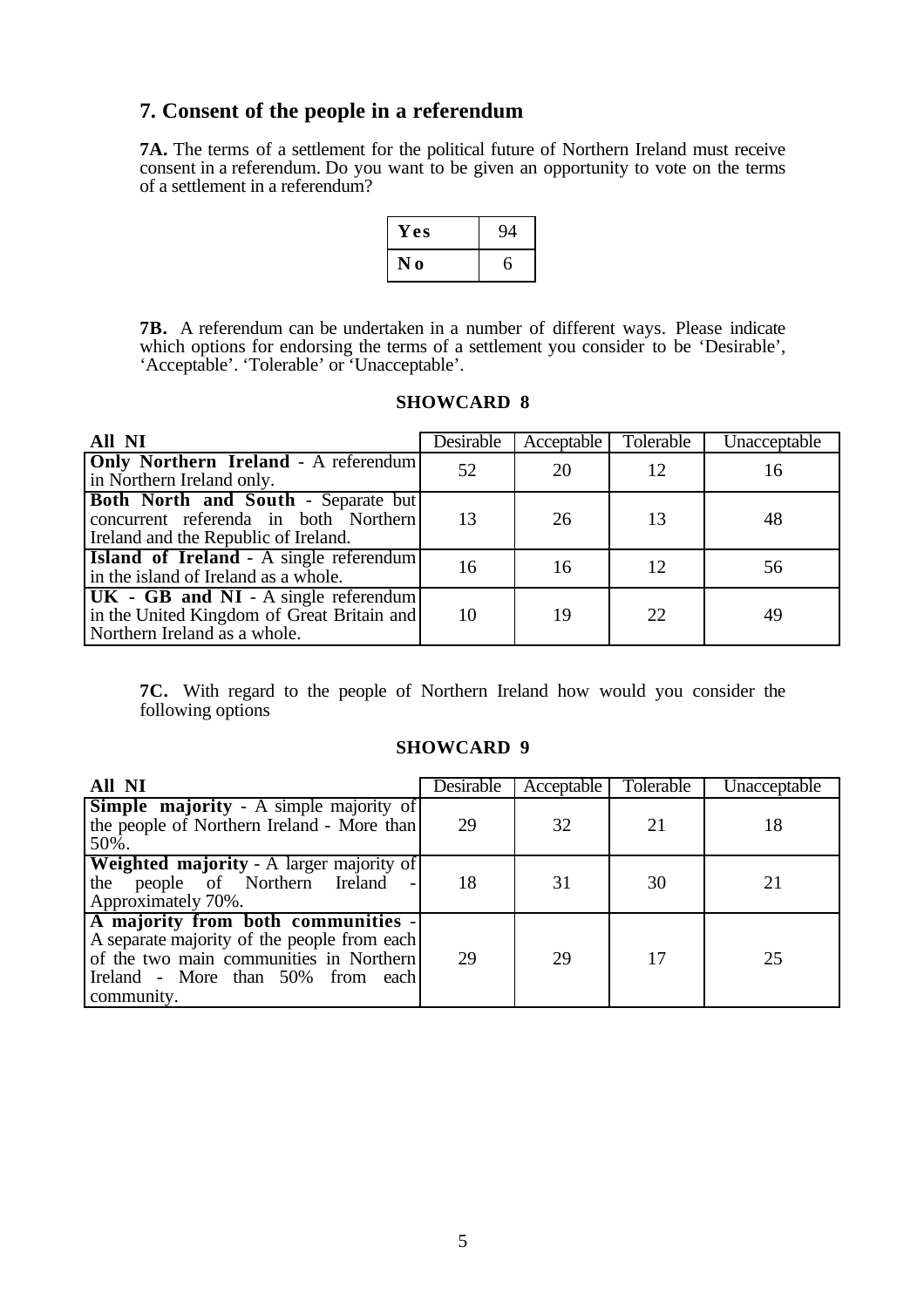## 7. Consent of the people in a referendum

**7A.** The terms of a settlement for the political future of Northern Ireland must receive consent in a referendum. Do you want to be given an opportunity to vote on the terms of a settlement in a referendum?

| | |
|---|---|
| **Yes** | 94 |
| **No** | 6 |

**7B.** A referendum can be undertaken in a number of different ways. Please indicate which options for endorsing the terms of a settlement you consider to be 'Desirable', 'Acceptable'. 'Tolerable' or 'Unacceptable'.

**SHOWCARD 8**

| All NI | Desirable | Acceptable | Tolerable | Unacceptable |
|---|---|---|---|---|
| **Only Northern Ireland** - A referendum in Northern Ireland only. | 52 | 20 | 12 | 16 |
| **Both North and South** - Separate but concurrent referenda in both Northern Ireland and the Republic of Ireland. | 13 | 26 | 13 | 48 |
| **Island of Ireland** - A single referendum in the island of Ireland as a whole. | 16 | 16 | 12 | 56 |
| **UK - GB and NI** - A single referendum in the United Kingdom of Great Britain and Northern Ireland as a whole. | 10 | 19 | 22 | 49 |

**7C.** With regard to the people of Northern Ireland how would you consider the following options

**SHOWCARD 9**

| All NI | Desirable | Acceptable | Tolerable | Unacceptable |
|---|---|---|---|---|
| **Simple majority** - A simple majority of the people of Northern Ireland - More than 50%. | 29 | 32 | 21 | 18 |
| **Weighted majority** - A larger majority of the people of Northern Ireland - Approximately 70%. | 18 | 31 | 30 | 21 |
| **A majority from both communities** - A separate majority of the people from each of the two main communities in Northern Ireland - More than 50% from each community. | 29 | 29 | 17 | 25 |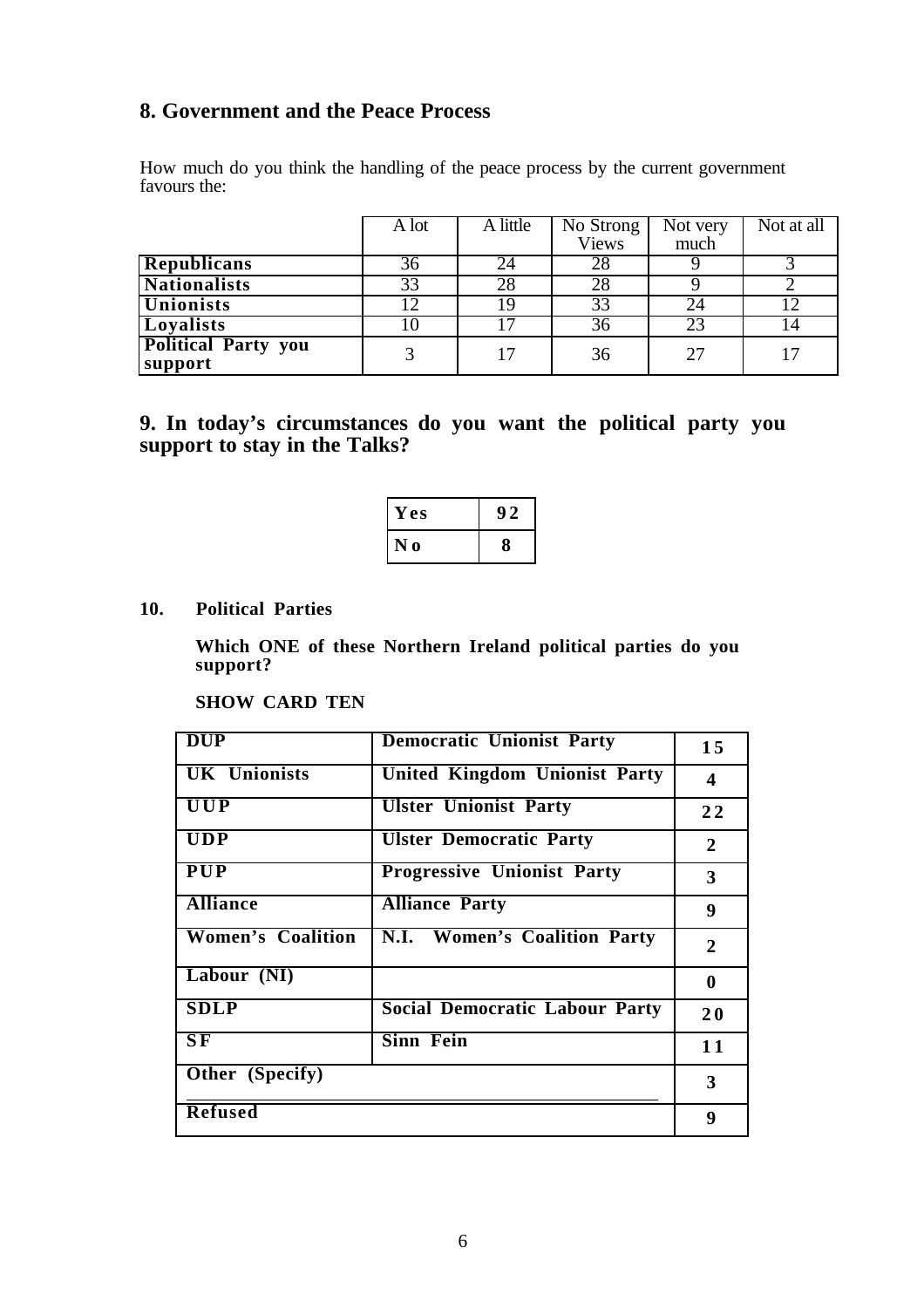## 8. Government and the Peace Process

How much do you think the handling of the peace process by the current government favours the:

| | A lot | A little | No Strong Views | Not very much | Not at all |
|---|---|---|---|---|---|
| **Republicans** | 36 | 24 | 28 | 9 | 3 |
| **Nationalists** | 33 | 28 | 28 | 9 | 2 |
| **Unionists** | 12 | 19 | 33 | 24 | 12 |
| **Loyalists** | 10 | 17 | 36 | 23 | 14 |
| **Political Party you support** | 3 | 17 | 36 | 27 | 17 |

## 9. In today's circumstances do you want the political party you support to stay in the Talks?

| | |
|---|---|
| **Yes** | **92** |
| **No** | **8** |

**10. Political Parties**

**Which ONE of these Northern Ireland political parties do you support?**

**SHOW CARD TEN**

| | | |
|---|---|---|
| **DUP** | **Democratic Unionist Party** | **15** |
| **UK Unionists** | **United Kingdom Unionist Party** | **4** |
| **UUP** | **Ulster Unionist Party** | **22** |
| **UDP** | **Ulster Democratic Party** | **2** |
| **PUP** | **Progressive Unionist Party** | **3** |
| **Alliance** | **Alliance Party** | **9** |
| **Women's Coalition** | **N.I. Women's Coalition Party** | **2** |
| **Labour (NI)** | | **0** |
| **SDLP** | **Social Democratic Labour Party** | **20** |
| **SF** | **Sinn Fein** | **11** |
| **Other (Specify)** | | **3** |
| **Refused** | | **9** |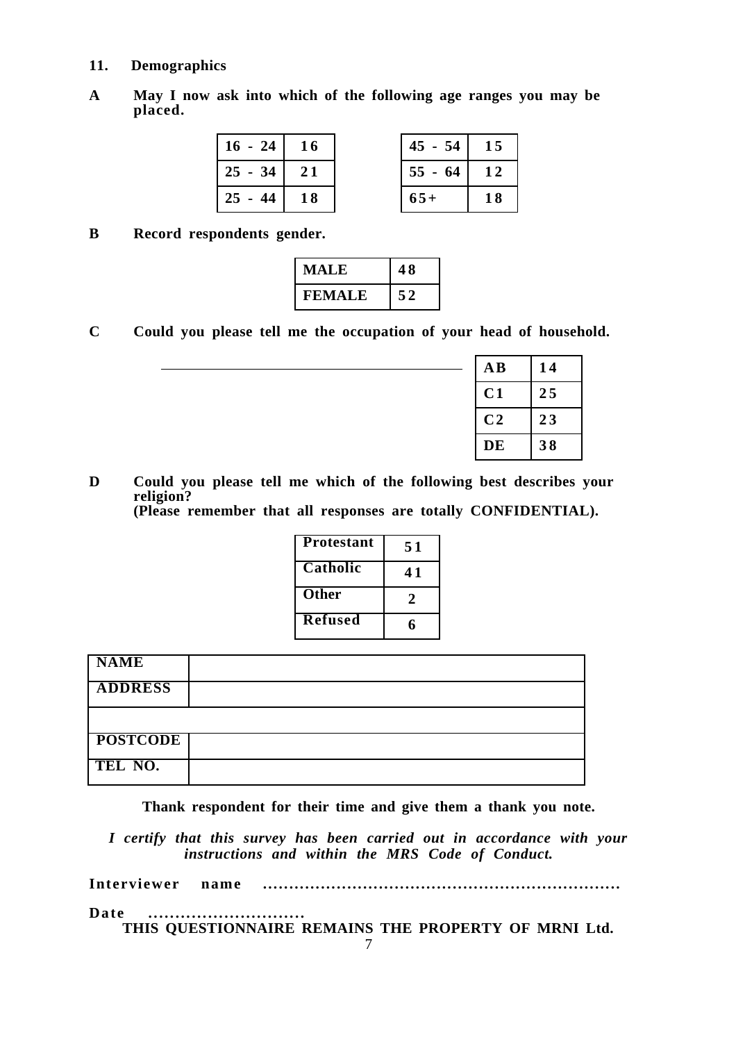**11. Demographics**

**A May I now ask into which of the following age ranges you may be placed.**

| | |
|---|---|
| 16 - 24 | 16 |
| 25 - 34 | 21 |
| 25 - 44 | 18 |

| | |
|---|---|
| 45 - 54 | 15 |
| 55 - 64 | 12 |
| 65+ | 18 |

**B Record respondents gender.**

| | |
|---|---|
| MALE | 48 |
| FEMALE | 52 |

**C Could you please tell me the occupation of your head of household.**

\_\_\_\_\_\_\_\_\_\_\_\_\_\_\_\_\_\_\_\_\_\_\_\_\_\_\_\_\_\_\_\_\_\_\_\_\_\_\_\_

| | |
|---|---|
| AB | 14 |
| C1 | 25 |
| C2 | 23 |
| DE | 38 |

**D Could you please tell me which of the following best describes your religion?**
**(Please remember that all responses are totally CONFIDENTIAL).**

| | |
|---|---|
| Protestant | 51 |
| Catholic | 41 |
| Other | 2 |
| Refused | 6 |

| | |
|---|---|
| NAME | |
| ADDRESS | |
| | |
| POSTCODE | |
| TEL NO. | |

**Thank respondent for their time and give them a thank you note.**

***I certify that this survey has been carried out in accordance with your instructions and within the MRS Code of Conduct.***

**Interviewer name ..........................................................**

**Date ............................**

**THIS QUESTIONNAIRE REMAINS THE PROPERTY OF MRNI Ltd.**